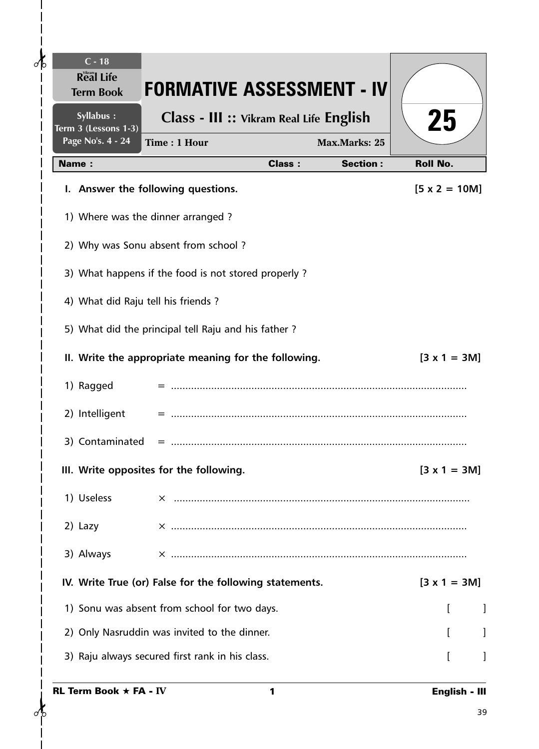C - 18
Real Life Term Book

Syllabus : Term 3 (Lessons 1-3) Page No's. 4 - 24

# FORMATIVE ASSESSMENT - IV

## Class - III :: Vikram Real Life English

Time : 1 Hour | Max.Marks: 25

25

**Name :** **Class :** **Section :** **Roll No.**

**I. Answer the following questions.** **[5 x 2 = 10M]**

1) Where was the dinner arranged ?

2) Why was Sonu absent from school ?

3) What happens if the food is not stored properly ?

4) What did Raju tell his friends ?

5) What did the principal tell Raju and his father ?

**II. Write the appropriate meaning for the following.** **[3 x 1 = 3M]**

1) Ragged = .......................................................................................................

2) Intelligent = .......................................................................................................

3) Contaminated = .......................................................................................................

**III. Write opposites for the following.** **[3 x 1 = 3M]**

1) Useless × .......................................................................................................

2) Lazy × .......................................................................................................

3) Always × .......................................................................................................

**IV. Write True (or) False for the following statements.** **[3 x 1 = 3M]**

1) Sonu was absent from school for two days. [ ]

2) Only Nasruddin was invited to the dinner. [ ]

3) Raju always secured first rank in his class. [ ]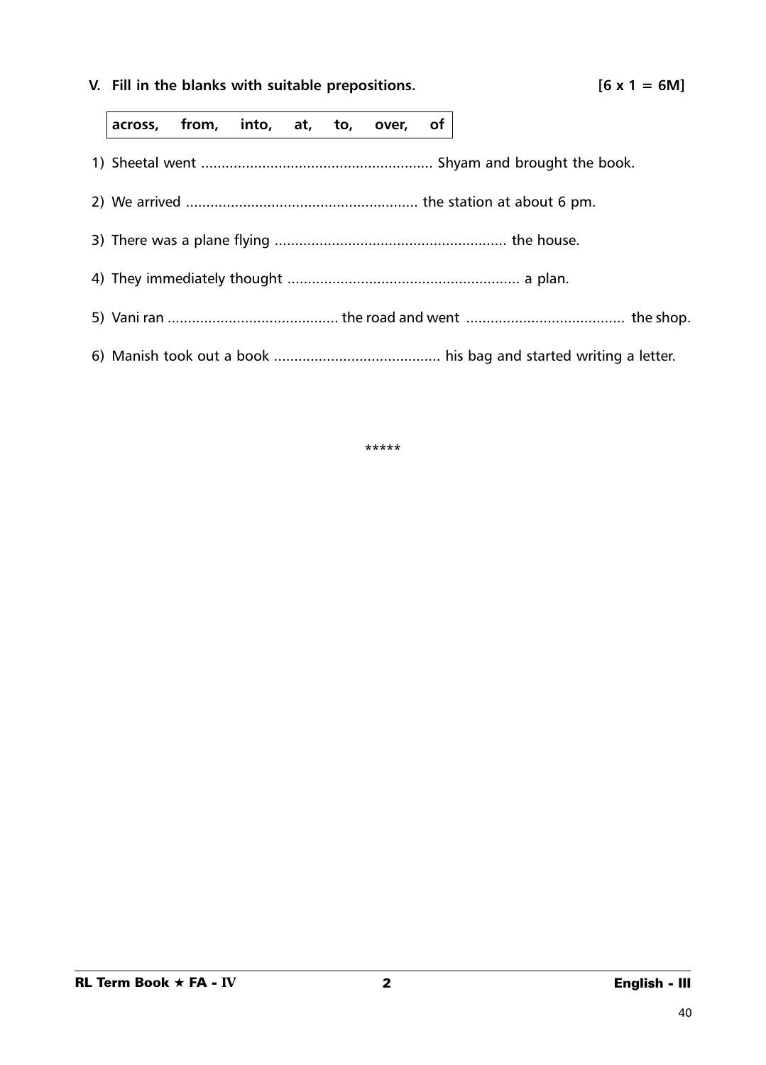**V. Fill in the blanks with suitable prepositions.** **[6 x 1 = 6M]**

| across, | from, | into, | at, | to, | over, | of |
|---|---|---|---|---|---|---|

1) Sheetal went ........................................................ Shyam and brought the book.

2) We arrived ........................................................ the station at about 6 pm.

3) There was a plane flying ........................................................ the house.

4) They immediately thought ........................................................ a plan.

5) Vani ran .......................................... the road and went ....................................... the shop.

6) Manish took out a book ......................................... his bag and started writing a letter.

*****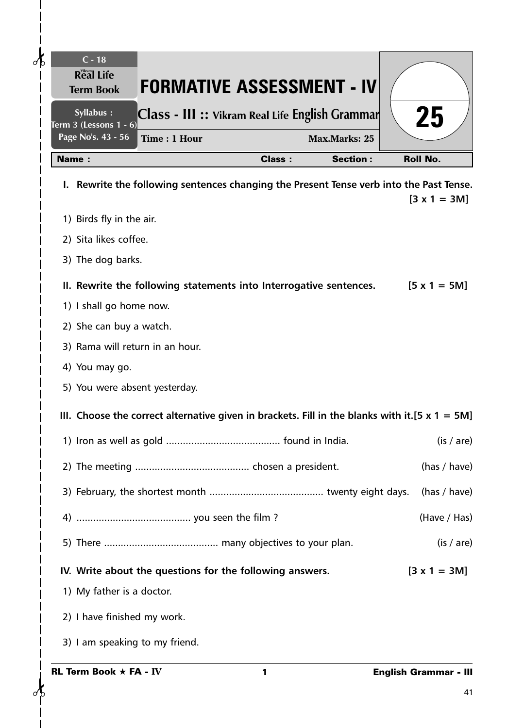C - 18
Real Life
Term Book

Syllabus :
Term 3 (Lessons 1 - 6)
Page No's. 43 - 56

# FORMATIVE ASSESSMENT - IV

**Class - III :: Vikram Real Life English Grammar**

**Time : 1 Hour** | **Max.Marks: 25**

**25**

| Name : | Class : | Section : | Roll No. |
|---|---|---|---|

**I. Rewrite the following sentences changing the Present Tense verb into the Past Tense.** **[3 x 1 = 3M]**

1) Birds fly in the air.
2) Sita likes coffee.
3) The dog barks.

**II. Rewrite the following statements into Interrogative sentences.** **[5 x 1 = 5M]**

1) I shall go home now.
2) She can buy a watch.
3) Rama will return in an hour.
4) You may go.
5) You were absent yesterday.

**III. Choose the correct alternative given in brackets. Fill in the blanks with it.** **[5 x 1 = 5M]**

1) Iron as well as gold ......................................... found in India. (is / are)
2) The meeting ......................................... chosen a president. (has / have)
3) February, the shortest month ......................................... twenty eight days. (has / have)
4) ......................................... you seen the film ? (Have / Has)
5) There ......................................... many objectives to your plan. (is / are)

**IV. Write about the questions for the following answers.** **[3 x 1 = 3M]**

1) My father is a doctor.
2) I have finished my work.
3) I am speaking to my friend.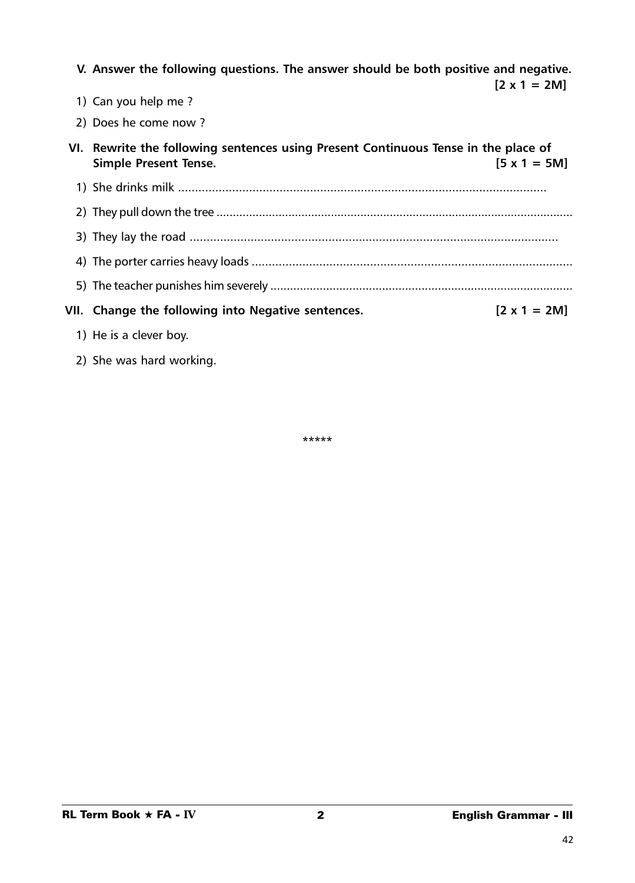**V. Answer the following questions. The answer should be both positive and negative.** **[2 x 1 = 2M]**

1) Can you help me ?
2) Does he come now ?

**VI. Rewrite the following sentences using Present Continuous Tense in the place of Simple Present Tense.** **[5 x 1 = 5M]**

1) She drinks milk ..............................................................................................................
2) They pull down the tree ..........................................................................................................
3) They lay the road ..............................................................................................................
4) The porter carries heavy loads ..............................................................................................
5) The teacher punishes him severely ..........................................................................................

**VII. Change the following into Negative sentences.** **[2 x 1 = 2M]**

1) He is a clever boy.
2) She was hard working.

*****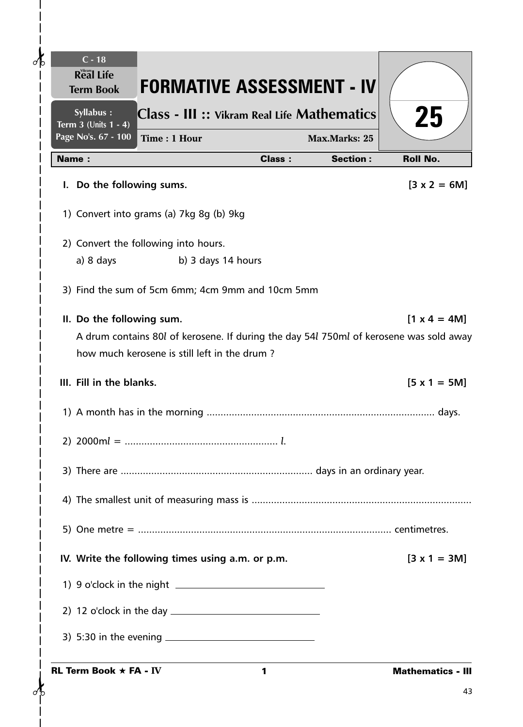C - 18
Real Life
Term Book

Syllabus :
Term 3 (Units 1 - 4)
Page No's. 67 - 100

# FORMATIVE ASSESSMENT - IV

## Class - III :: Vikram Real Life Mathematics

**Time : 1 Hour** **Max.Marks: 25**

25

| Name : | Class : | Section : | Roll No. |
|---|---|---|---|

**I. Do the following sums.** **[3 x 2 = 6M]**

1) Convert into grams (a) 7kg 8g (b) 9kg

2) Convert the following into hours.
   a) 8 days b) 3 days 14 hours

3) Find the sum of 5cm 6mm; 4cm 9mm and 10cm 5mm

**II. Do the following sum.** **[1 x 4 = 4M]**

A drum contains 80*l* of kerosene. If during the day 54*l* 750m*l* of kerosene was sold away how much kerosene is still left in the drum ?

**III. Fill in the blanks.** **[5 x 1 = 5M]**

1) A month has in the morning ................................................................................. days.

2) 2000m*l* = ...................................................... *l*.

3) There are .................................................................... days in an ordinary year.

4) The smallest unit of measuring mass is ..............................................................................

5) One metre = .......................................................................................... centimetres.

**IV. Write the following times using a.m. or p.m.** **[3 x 1 = 3M]**

1) 9 o'clock in the night ______________________________

2) 12 o'clock in the day ______________________________

3) 5:30 in the evening ______________________________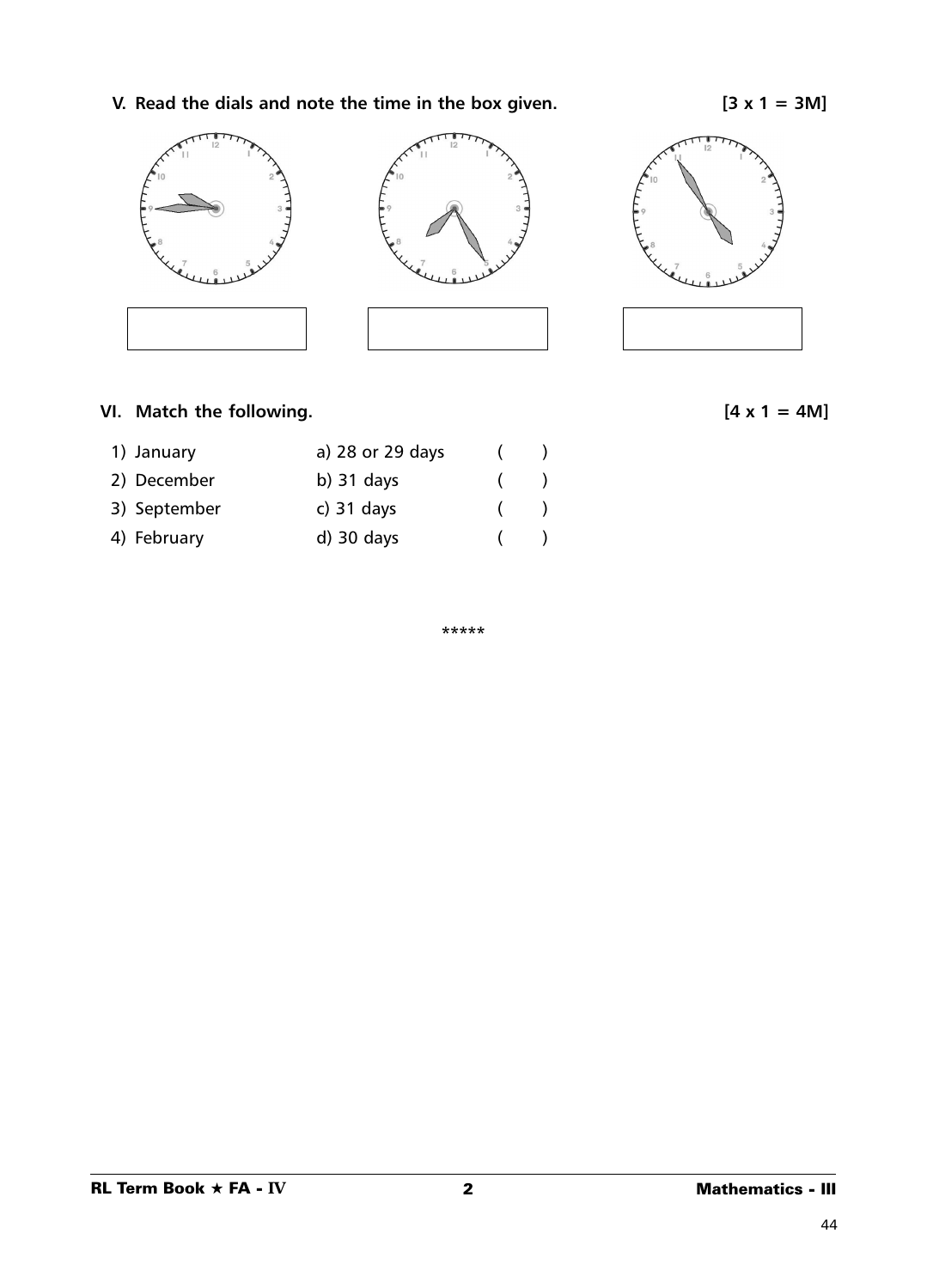**V. Read the dials and note the time in the box given.** **[3 x 1 = 3M]**

**VI. Match the following.** **[4 x 1 = 4M]**

| | | |
|---|---|---|
| 1) January | a) 28 or 29 days | (   ) |
| 2) December | b) 31 days | (   ) |
| 3) September | c) 31 days | (   ) |
| 4) February | d) 30 days | (   ) |

*****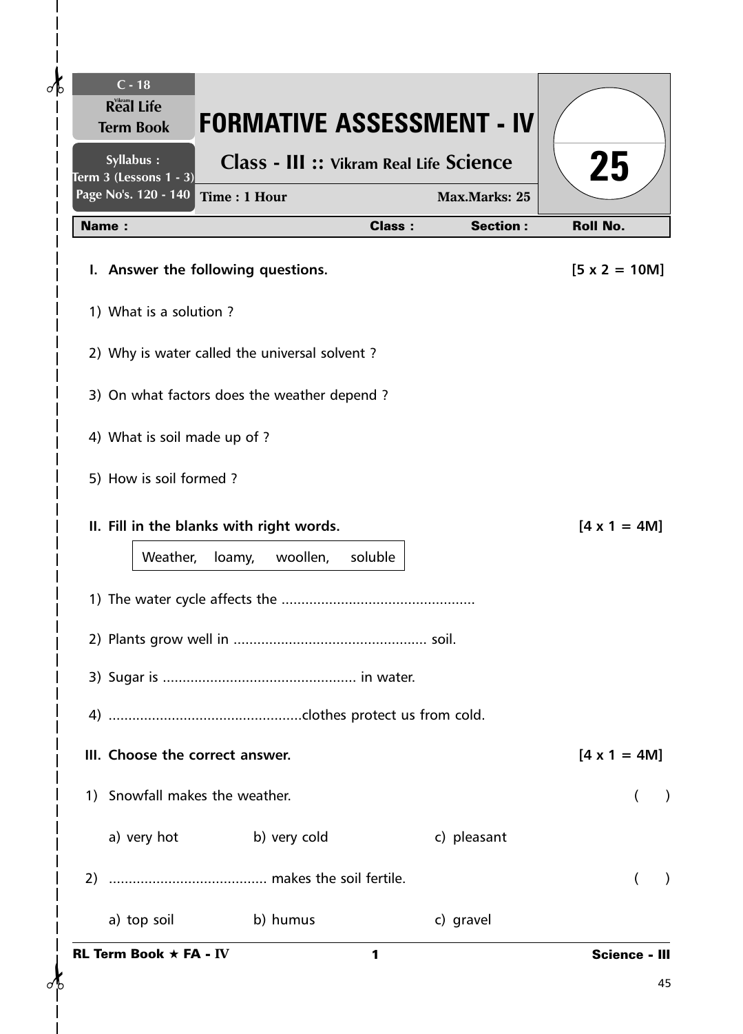C - 18
Real Life Term Book

Syllabus : Term 3 (Lessons 1 - 3) Page No's. 120 - 140

# FORMATIVE ASSESSMENT - IV

## Class - III :: Vikram Real Life Science

Time : 1 Hour | Max.Marks: 25

25

| Name : | Class : | Section : | Roll No. |
|---|---|---|---|

**I. Answer the following questions.** **[5 x 2 = 10M]**

1) What is a solution ?

2) Why is water called the universal solvent ?

3) On what factors does the weather depend ?

4) What is soil made up of ?

5) How is soil formed ?

**II. Fill in the blanks with right words.** **[4 x 1 = 4M]**

| Weather, loamy, woollen, soluble |
|---|

1) The water cycle affects the ................................................

2) Plants grow well in ................................................ soil.

3) Sugar is ................................................ in water.

4) ................................................clothes protect us from cold.

**III. Choose the correct answer.** **[4 x 1 = 4M]**

1) Snowfall makes the weather. ( )

a) very hot b) very cold c) pleasant

2) ........................................ makes the soil fertile. ( )

a) top soil b) humus c) gravel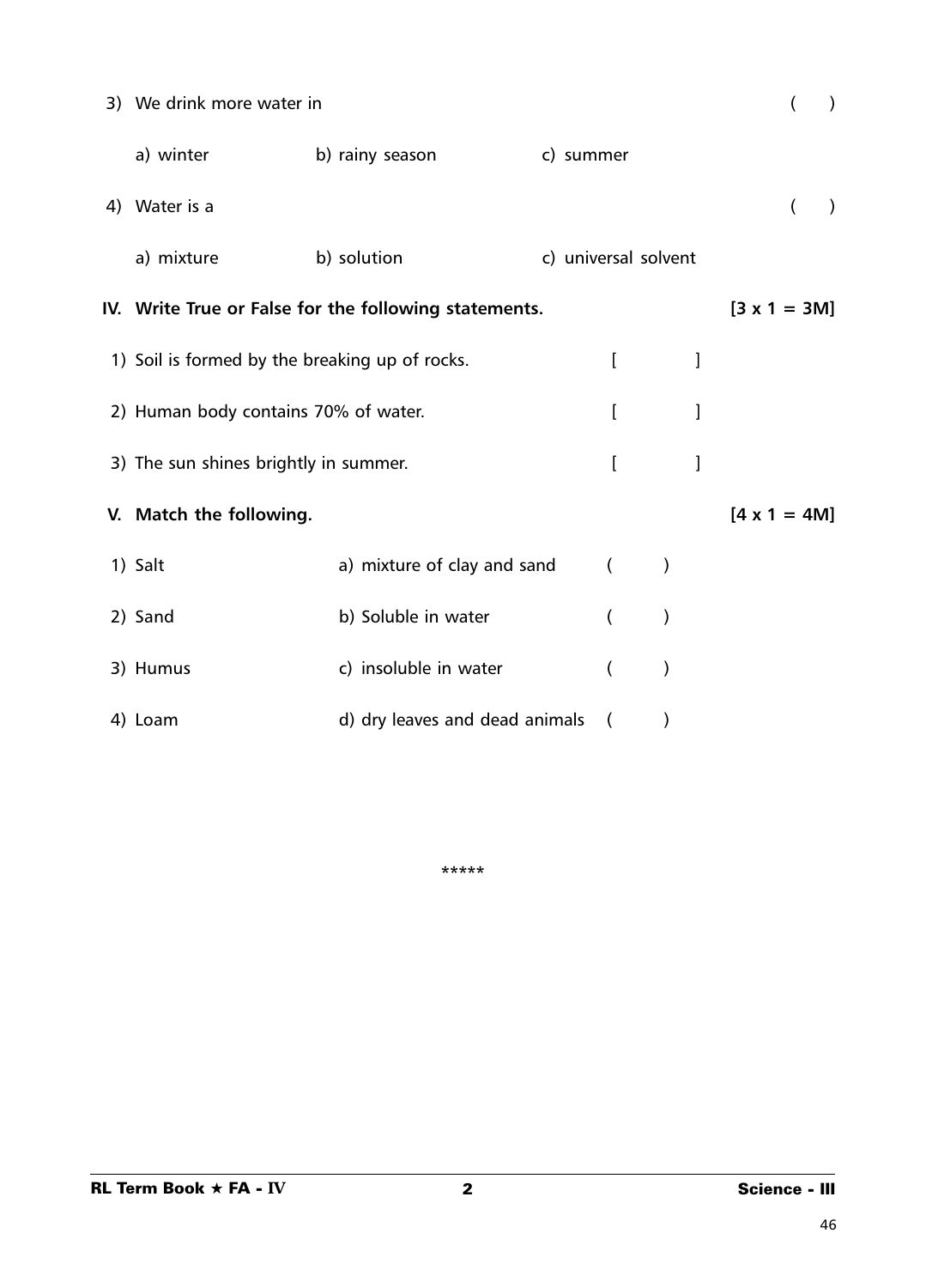3) We drink more water in ( )

a) winter b) rainy season c) summer

4) Water is a ( )

a) mixture b) solution c) universal solvent

**IV. Write True or False for the following statements.** **[3 x 1 = 3M]**

1) Soil is formed by the breaking up of rocks. [ ]

2) Human body contains 70% of water. [ ]

3) The sun shines brightly in summer. [ ]

**V. Match the following.** **[4 x 1 = 4M]**

| | | |
|---|---|---|
| 1) Salt | a) mixture of clay and sand | ( ) |
| 2) Sand | b) Soluble in water | ( ) |
| 3) Humus | c) insoluble in water | ( ) |
| 4) Loam | d) dry leaves and dead animals | ( ) |

*****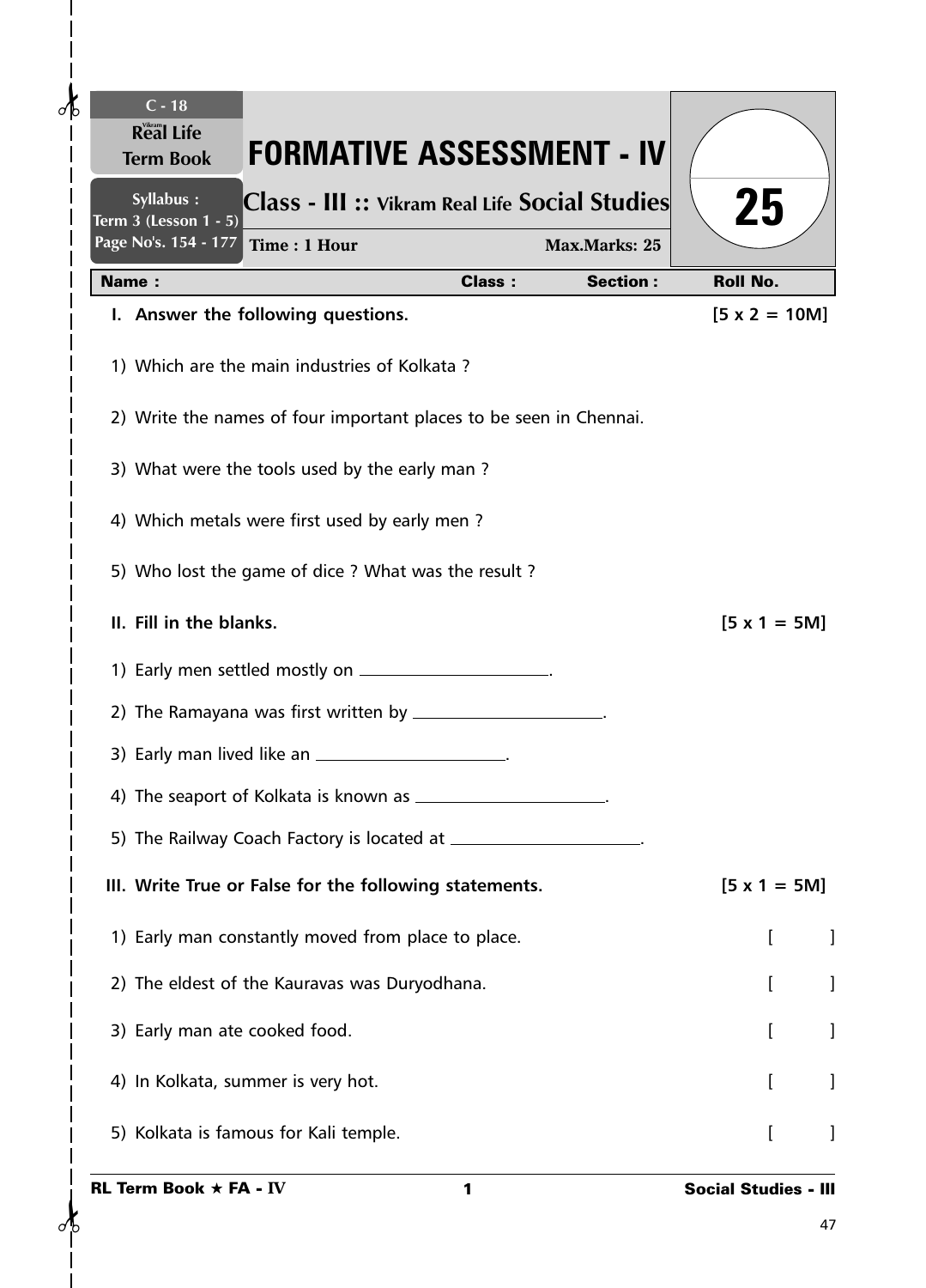C - 18
Real Life
Term Book

Syllabus :
Term 3 (Lesson 1 - 5)
Page No's. 154 - 177

# FORMATIVE ASSESSMENT - IV

**Class - III :: Vikram Real Life Social Studies**

**Time : 1 Hour** **Max.Marks: 25**

**25**

| Name : | Class : | Section : | Roll No. |
|---|---|---|---|

**I. Answer the following questions.** **[5 x 2 = 10M]**

1) Which are the main industries of Kolkata ?

2) Write the names of four important places to be seen in Chennai.

3) What were the tools used by the early man ?

4) Which metals were first used by early men ?

5) Who lost the game of dice ? What was the result ?

**II. Fill in the blanks.** **[5 x 1 = 5M]**

1) Early men settled mostly on ____________________.

2) The Ramayana was first written by ____________________.

3) Early man lived like an ____________________.

4) The seaport of Kolkata is known as ____________________.

5) The Railway Coach Factory is located at ____________________.

**III. Write True or False for the following statements.** **[5 x 1 = 5M]**

1) Early man constantly moved from place to place. [ ]

2) The eldest of the Kauravas was Duryodhana. [ ]

3) Early man ate cooked food. [ ]

4) In Kolkata, summer is very hot. [ ]

5) Kolkata is famous for Kali temple. [ ]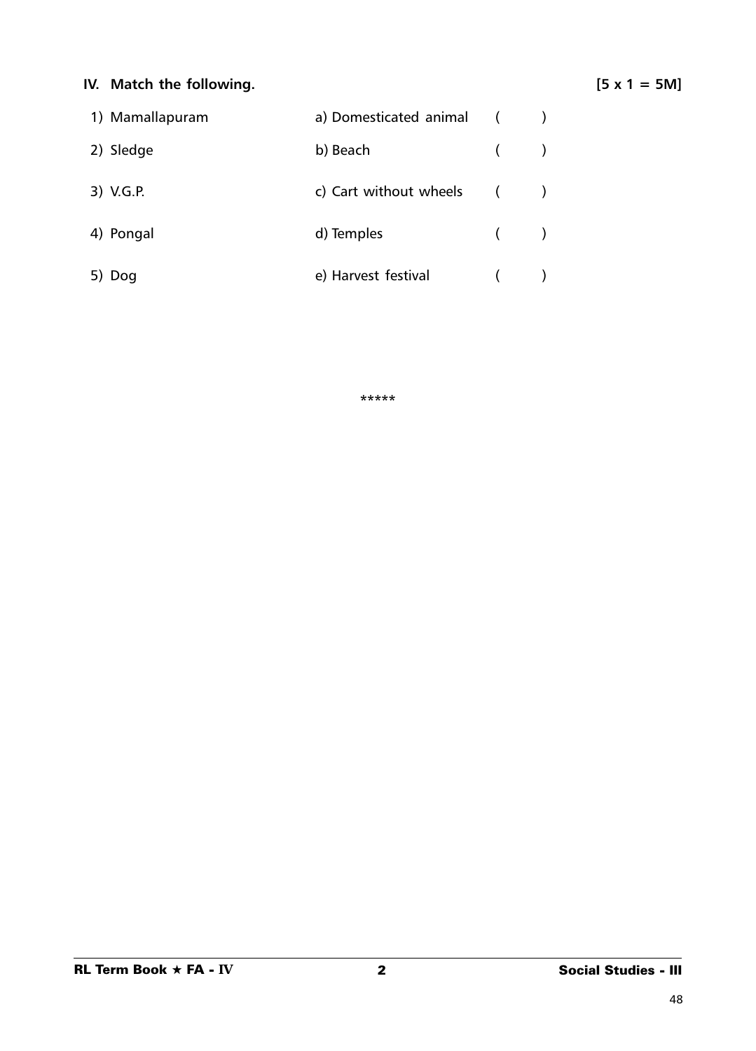## IV. Match the following. [5 x 1 = 5M]

| | | | |
|---|---|---|---|
| 1) Mamallapuram | a) Domesticated animal | ( ) | |
| 2) Sledge | b) Beach | ( ) | |
| 3) V.G.P. | c) Cart without wheels | ( ) | |
| 4) Pongal | d) Temples | ( ) | |
| 5) Dog | e) Harvest festival | ( ) | |

*****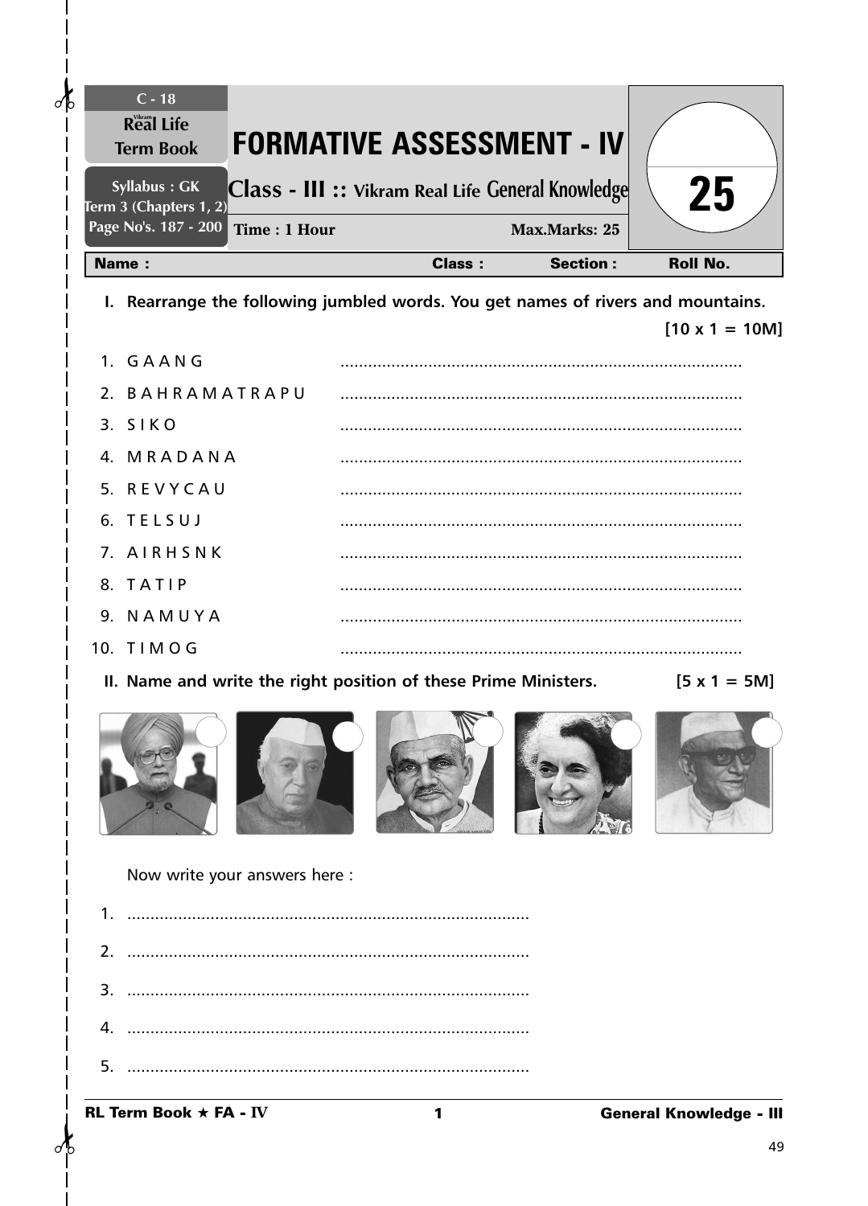| C - 18 Real Life Term Book | FORMATIVE ASSESSMENT - IV | 25 |
|---|---|---|
| Syllabus : GK Term 3 (Chapters 1, 2) Page No's. 187 - 200 | Class - III :: Vikram Real Life General Knowledge | |
| | Time : 1 Hour   Max.Marks: 25 | |

**Name :**   **Class :**   **Section :**   **Roll No.**

**I. Rearrange the following jumbled words. You get names of rivers and mountains.** **[10 x 1 = 10M]**

1. G A A N G ......................................................................................
2. B A H R A M A T R A P U ......................................................................................
3. S I K O ......................................................................................
4. M R A D A N A ......................................................................................
5. R E V Y C A U ......................................................................................
6. T E L S U J ......................................................................................
7. A I R H S N K ......................................................................................
8. T A T I P ......................................................................................
9. N A M U Y A ......................................................................................
10. T I M O G ......................................................................................

**II. Name and write the right position of these Prime Ministers.** **[5 x 1 = 5M]**

Now write your answers here :

1. ......................................................................................
2. ......................................................................................
3. ......................................................................................
4. ......................................................................................
5. ......................................................................................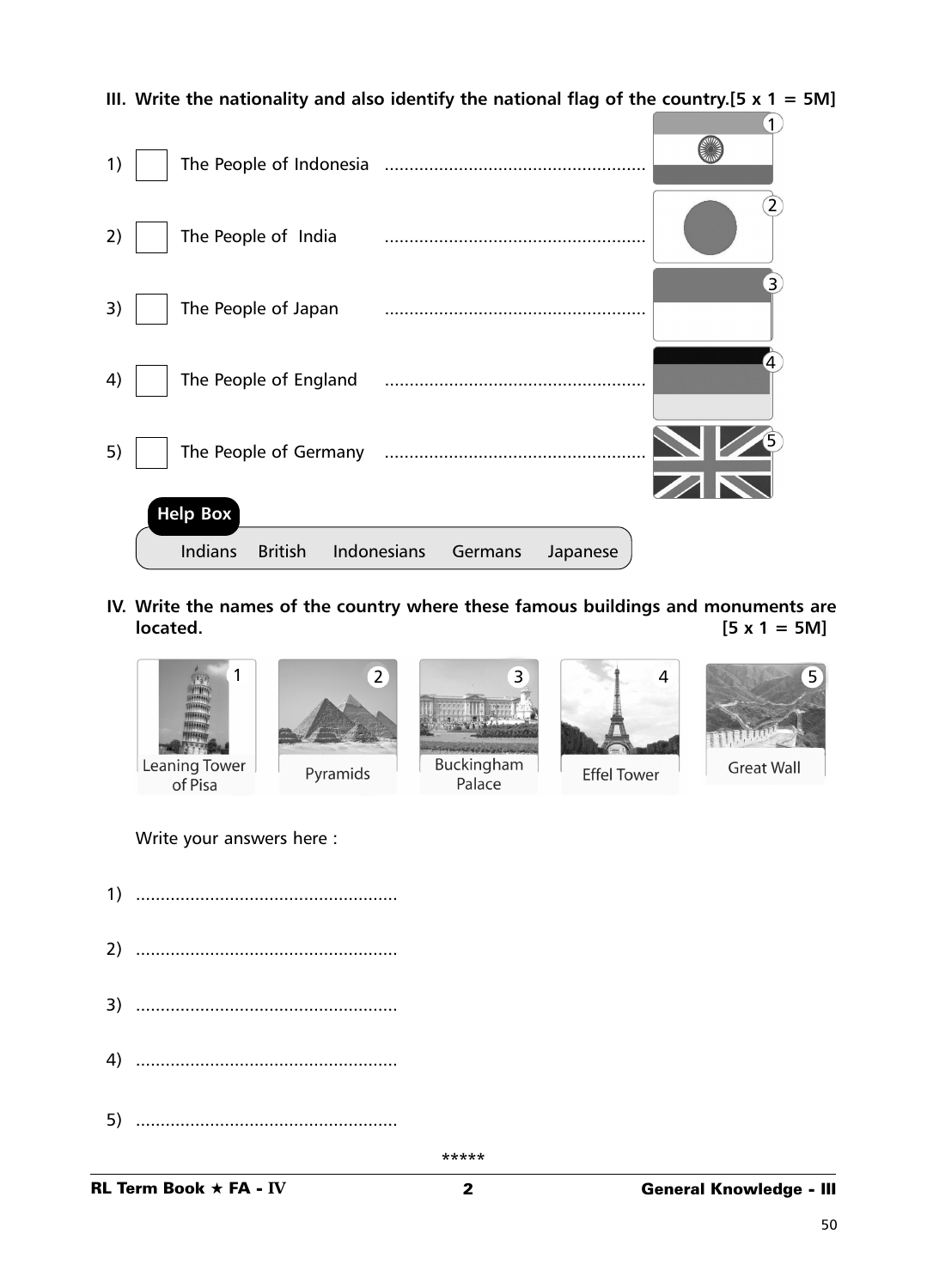**III. Write the nationality and also identify the national flag of the country.[5 x 1 = 5M]**

1) ☐ The People of Indonesia ....................................................

2) ☐ The People of India ....................................................

3) ☐ The People of Japan ....................................................

4) ☐ The People of England ....................................................

5) ☐ The People of Germany ....................................................

1

2

3

4

5

**Help Box**

Indians British Indonesians Germans Japanese

**IV. Write the names of the country where these famous buildings and monuments are located. [5 x 1 = 5M]**

1 Leaning Tower of Pisa

2 Pyramids

3 Buckingham Palace

4 Effel Tower

5 Great Wall

Write your answers here :

1) ....................................................

2) ....................................................

3) ....................................................

4) ....................................................

5) ....................................................

*****